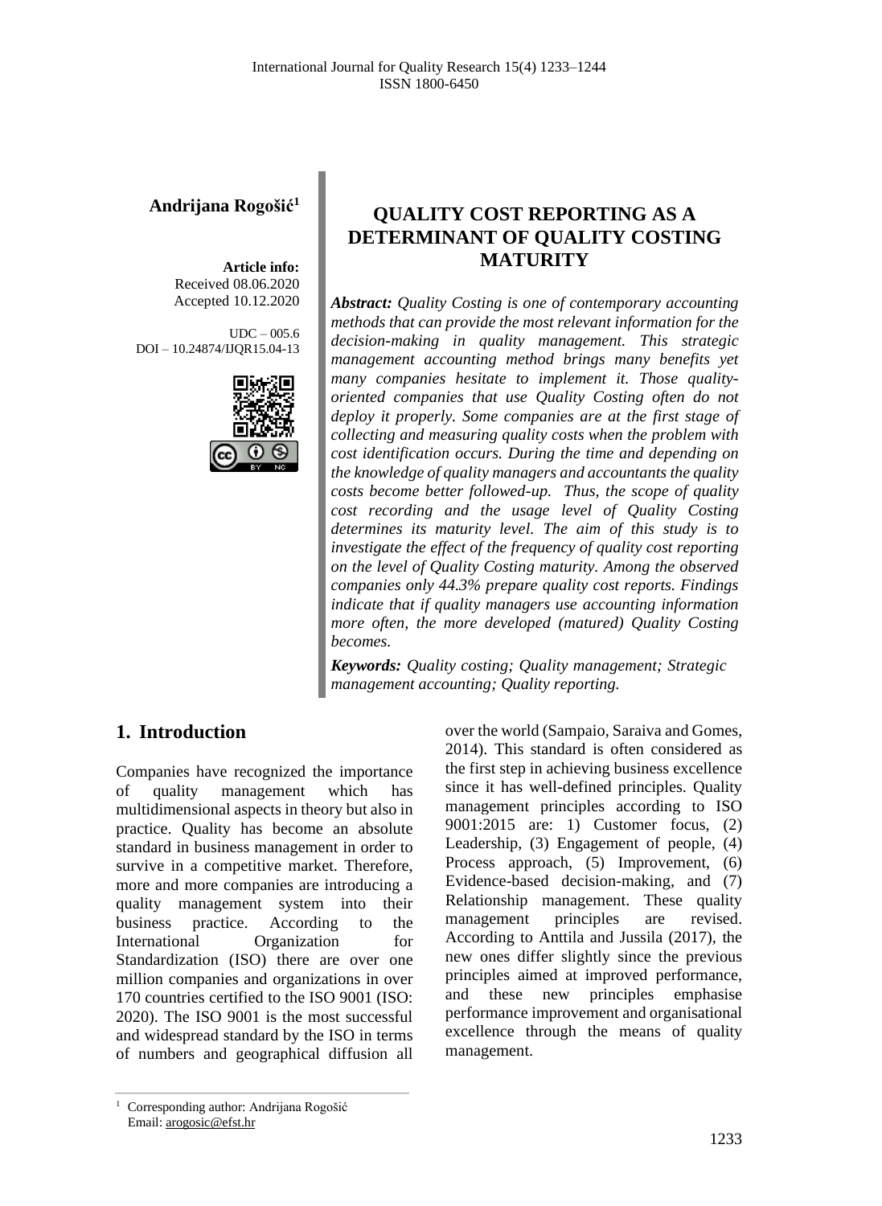**Andrijana Rogošić**[1]

**Article info:**
Received 08.06.2020
Accepted 10.12.2020

UDC – 005.6
DOI – 10.24874/IJQR15.04-13

# QUALITY COST REPORTING AS A DETERMINANT OF QUALITY COSTING MATURITY

***Abstract:*** *Quality Costing is one of contemporary accounting methods that can provide the most relevant information for the decision-making in quality management. This strategic management accounting method brings many benefits yet many companies hesitate to implement it. Those quality-oriented companies that use Quality Costing often do not deploy it properly. Some companies are at the first stage of collecting and measuring quality costs when the problem with cost identification occurs. During the time and depending on the knowledge of quality managers and accountants the quality costs become better followed-up. Thus, the scope of quality cost recording and the usage level of Quality Costing determines its maturity level. The aim of this study is to investigate the effect of the frequency of quality cost reporting on the level of Quality Costing maturity. Among the observed companies only 44.3% prepare quality cost reports. Findings indicate that if quality managers use accounting information more often, the more developed (matured) Quality Costing becomes.*

***Keywords:*** *Quality costing; Quality management; Strategic management accounting; Quality reporting.*

## 1. Introduction

Companies have recognized the importance of quality management which has multidimensional aspects in theory but also in practice. Quality has become an absolute standard in business management in order to survive in a competitive market. Therefore, more and more companies are introducing a quality management system into their business practice. According to the International Organization for Standardization (ISO) there are over one million companies and organizations in over 170 countries certified to the ISO 9001 (ISO: 2020). The ISO 9001 is the most successful and widespread standard by the ISO in terms of numbers and geographical diffusion all over the world (Sampaio, Saraiva and Gomes, 2014). This standard is often considered as the first step in achieving business excellence since it has well-defined principles. Quality management principles according to ISO 9001:2015 are: 1) Customer focus, (2) Leadership, (3) Engagement of people, (4) Process approach, (5) Improvement, (6) Evidence-based decision-making, and (7) Relationship management. These quality management principles are revised. According to Anttila and Jussila (2017), the new ones differ slightly since the previous principles aimed at improved performance, and these new principles emphasise performance improvement and organisational excellence through the means of quality management.

[1] Corresponding author: Andrijana Rogošić
Email: arogosic@efst.hr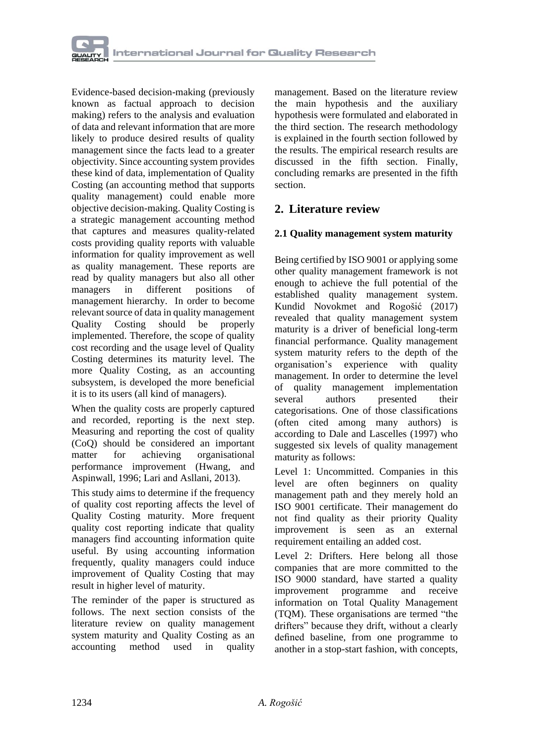Evidence-based decision-making (previously known as factual approach to decision making) refers to the analysis and evaluation of data and relevant information that are more likely to produce desired results of quality management since the facts lead to a greater objectivity. Since accounting system provides these kind of data, implementation of Quality Costing (an accounting method that supports quality management) could enable more objective decision-making. Quality Costing is a strategic management accounting method that captures and measures quality-related costs providing quality reports with valuable information for quality improvement as well as quality management. These reports are read by quality managers but also all other managers in different positions of management hierarchy. In order to become relevant source of data in quality management Quality Costing should be properly implemented. Therefore, the scope of quality cost recording and the usage level of Quality Costing determines its maturity level. The more Quality Costing, as an accounting subsystem, is developed the more beneficial it is to its users (all kind of managers).

When the quality costs are properly captured and recorded, reporting is the next step. Measuring and reporting the cost of quality (CoQ) should be considered an important matter for achieving organisational performance improvement (Hwang, and Aspinwall, 1996; Lari and Asllani, 2013).

This study aims to determine if the frequency of quality cost reporting affects the level of Quality Costing maturity. More frequent quality cost reporting indicate that quality managers find accounting information quite useful. By using accounting information frequently, quality managers could induce improvement of Quality Costing that may result in higher level of maturity.

The reminder of the paper is structured as follows. The next section consists of the literature review on quality management system maturity and Quality Costing as an accounting method used in quality management. Based on the literature review the main hypothesis and the auxiliary hypothesis were formulated and elaborated in the third section. The research methodology is explained in the fourth section followed by the results. The empirical research results are discussed in the fifth section. Finally, concluding remarks are presented in the fifth section.

## 2. Literature review

### 2.1 Quality management system maturity

Being certified by ISO 9001 or applying some other quality management framework is not enough to achieve the full potential of the established quality management system. Kundid Novokmet and Rogošić (2017) revealed that quality management system maturity is a driver of beneficial long-term financial performance. Quality management system maturity refers to the depth of the organisation's experience with quality management. In order to determine the level of quality management implementation several authors presented their categorisations. One of those classifications (often cited among many authors) is according to Dale and Lascelles (1997) who suggested six levels of quality management maturity as follows:

Level 1: Uncommitted. Companies in this level are often beginners on quality management path and they merely hold an ISO 9001 certificate. Their management do not find quality as their priority Quality improvement is seen as an external requirement entailing an added cost.

Level 2: Drifters. Here belong all those companies that are more committed to the ISO 9000 standard, have started a quality improvement programme and receive information on Total Quality Management (TQM). These organisations are termed "the drifters" because they drift, without a clearly defined baseline, from one programme to another in a stop-start fashion, with concepts,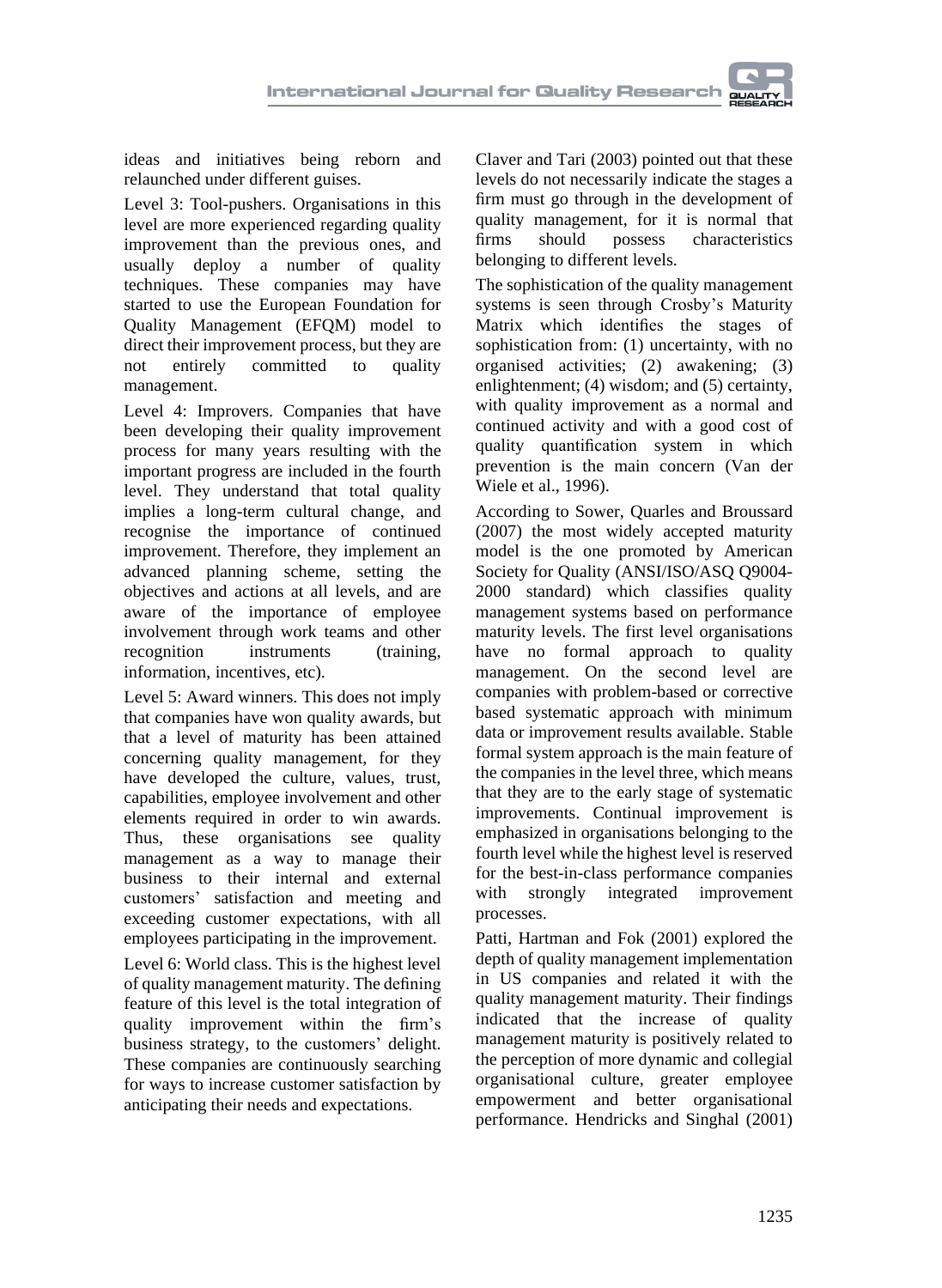ideas and initiatives being reborn and relaunched under different guises.

Level 3: Tool-pushers. Organisations in this level are more experienced regarding quality improvement than the previous ones, and usually deploy a number of quality techniques. These companies may have started to use the European Foundation for Quality Management (EFQM) model to direct their improvement process, but they are not entirely committed to quality management.

Level 4: Improvers. Companies that have been developing their quality improvement process for many years resulting with the important progress are included in the fourth level. They understand that total quality implies a long-term cultural change, and recognise the importance of continued improvement. Therefore, they implement an advanced planning scheme, setting the objectives and actions at all levels, and are aware of the importance of employee involvement through work teams and other recognition instruments (training, information, incentives, etc).

Level 5: Award winners. This does not imply that companies have won quality awards, but that a level of maturity has been attained concerning quality management, for they have developed the culture, values, trust, capabilities, employee involvement and other elements required in order to win awards. Thus, these organisations see quality management as a way to manage their business to their internal and external customers' satisfaction and meeting and exceeding customer expectations, with all employees participating in the improvement.

Level 6: World class. This is the highest level of quality management maturity. The defining feature of this level is the total integration of quality improvement within the firm's business strategy, to the customers' delight. These companies are continuously searching for ways to increase customer satisfaction by anticipating their needs and expectations.

Claver and Tari (2003) pointed out that these levels do not necessarily indicate the stages a firm must go through in the development of quality management, for it is normal that firms should possess characteristics belonging to different levels.

The sophistication of the quality management systems is seen through Crosby's Maturity Matrix which identifies the stages of sophistication from: (1) uncertainty, with no organised activities; (2) awakening; (3) enlightenment; (4) wisdom; and (5) certainty, with quality improvement as a normal and continued activity and with a good cost of quality quantification system in which prevention is the main concern (Van der Wiele et al., 1996).

According to Sower, Quarles and Broussard (2007) the most widely accepted maturity model is the one promoted by American Society for Quality (ANSI/ISO/ASQ Q9004-2000 standard) which classifies quality management systems based on performance maturity levels. The first level organisations have no formal approach to quality management. On the second level are companies with problem-based or corrective based systematic approach with minimum data or improvement results available. Stable formal system approach is the main feature of the companies in the level three, which means that they are to the early stage of systematic improvements. Continual improvement is emphasized in organisations belonging to the fourth level while the highest level is reserved for the best-in-class performance companies with strongly integrated improvement processes.

Patti, Hartman and Fok (2001) explored the depth of quality management implementation in US companies and related it with the quality management maturity. Their findings indicated that the increase of quality management maturity is positively related to the perception of more dynamic and collegial organisational culture, greater employee empowerment and better organisational performance. Hendricks and Singhal (2001)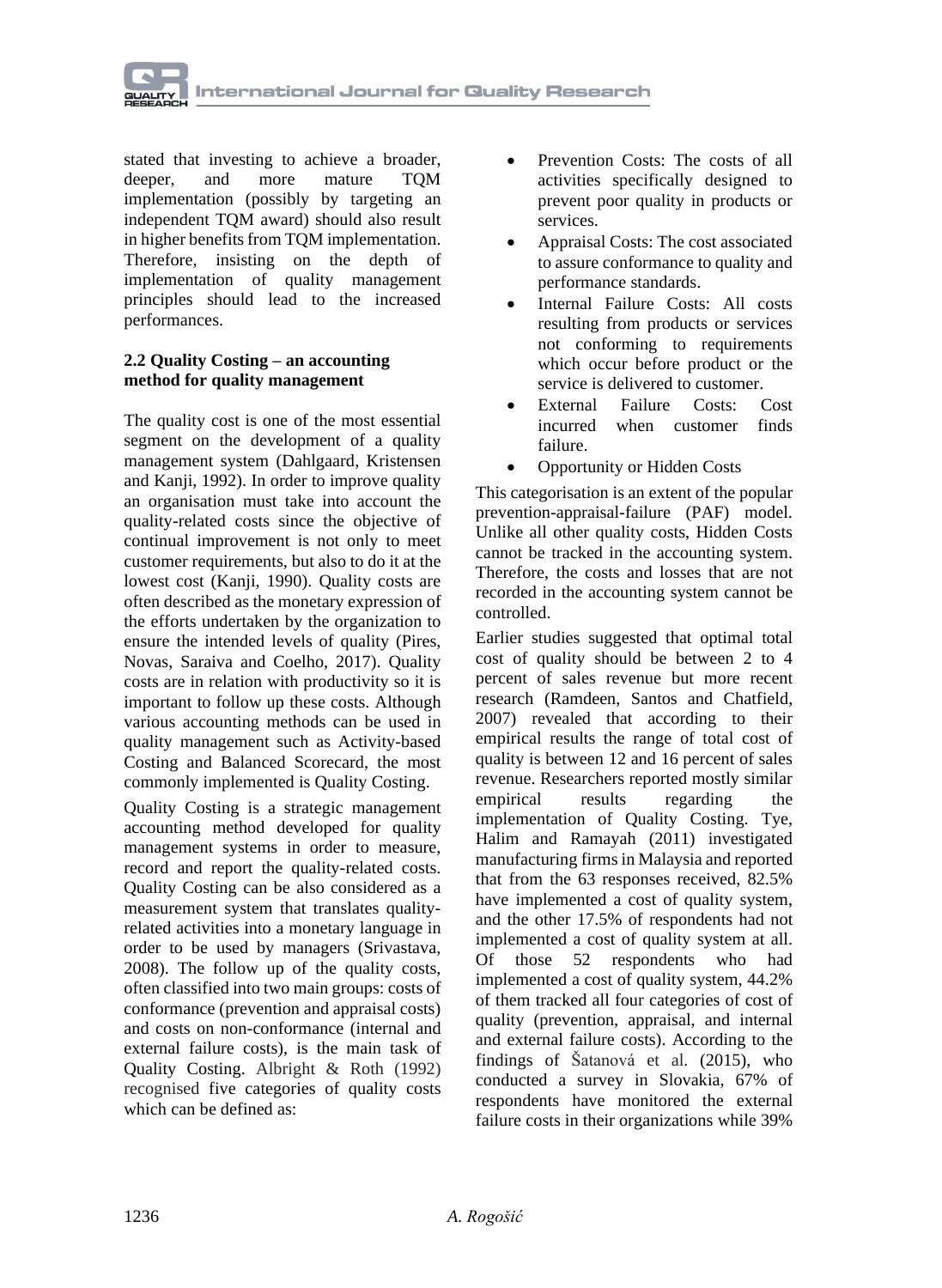stated that investing to achieve a broader, deeper, and more mature TQM implementation (possibly by targeting an independent TQM award) should also result in higher benefits from TQM implementation. Therefore, insisting on the depth of implementation of quality management principles should lead to the increased performances.

### 2.2 Quality Costing – an accounting method for quality management

The quality cost is one of the most essential segment on the development of a quality management system (Dahlgaard, Kristensen and Kanji, 1992). In order to improve quality an organisation must take into account the quality-related costs since the objective of continual improvement is not only to meet customer requirements, but also to do it at the lowest cost (Kanji, 1990). Quality costs are often described as the monetary expression of the efforts undertaken by the organization to ensure the intended levels of quality (Pires, Novas, Saraiva and Coelho, 2017). Quality costs are in relation with productivity so it is important to follow up these costs. Although various accounting methods can be used in quality management such as Activity-based Costing and Balanced Scorecard, the most commonly implemented is Quality Costing.

Quality Costing is a strategic management accounting method developed for quality management systems in order to measure, record and report the quality-related costs. Quality Costing can be also considered as a measurement system that translates quality-related activities into a monetary language in order to be used by managers (Srivastava, 2008). The follow up of the quality costs, often classified into two main groups: costs of conformance (prevention and appraisal costs) and costs on non-conformance (internal and external failure costs), is the main task of Quality Costing. Albright & Roth (1992) recognised five categories of quality costs which can be defined as:

- Prevention Costs: The costs of all activities specifically designed to prevent poor quality in products or services.
- Appraisal Costs: The cost associated to assure conformance to quality and performance standards.
- Internal Failure Costs: All costs resulting from products or services not conforming to requirements which occur before product or the service is delivered to customer.
- External Failure Costs: Cost incurred when customer finds failure.
- Opportunity or Hidden Costs

This categorisation is an extent of the popular prevention-appraisal-failure (PAF) model. Unlike all other quality costs, Hidden Costs cannot be tracked in the accounting system. Therefore, the costs and losses that are not recorded in the accounting system cannot be controlled.

Earlier studies suggested that optimal total cost of quality should be between 2 to 4 percent of sales revenue but more recent research (Ramdeen, Santos and Chatfield, 2007) revealed that according to their empirical results the range of total cost of quality is between 12 and 16 percent of sales revenue. Researchers reported mostly similar empirical results regarding the implementation of Quality Costing. Tye, Halim and Ramayah (2011) investigated manufacturing firms in Malaysia and reported that from the 63 responses received, 82.5% have implemented a cost of quality system, and the other 17.5% of respondents had not implemented a cost of quality system at all. Of those 52 respondents who had implemented a cost of quality system, 44.2% of them tracked all four categories of cost of quality (prevention, appraisal, and internal and external failure costs). According to the findings of Šatanová et al. (2015), who conducted a survey in Slovakia, 67% of respondents have monitored the external failure costs in their organizations while 39%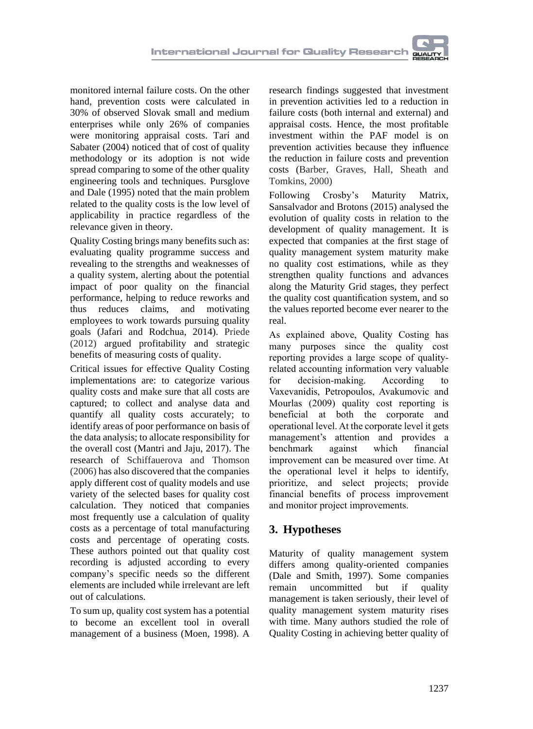monitored internal failure costs. On the other hand, prevention costs were calculated in 30% of observed Slovak small and medium enterprises while only 26% of companies were monitoring appraisal costs. Tarí and Sabater (2004) noticed that of cost of quality methodology or its adoption is not wide spread comparing to some of the other quality engineering tools and techniques. Pursglove and Dale (1995) noted that the main problem related to the quality costs is the low level of applicability in practice regardless of the relevance given in theory.

Quality Costing brings many benefits such as: evaluating quality programme success and revealing to the strengths and weaknesses of a quality system, alerting about the potential impact of poor quality on the financial performance, helping to reduce reworks and thus reduces claims, and motivating employees to work towards pursuing quality goals (Jafari and Rodchua, 2014). Priede (2012) argued profitability and strategic benefits of measuring costs of quality.

Critical issues for effective Quality Costing implementations are: to categorize various quality costs and make sure that all costs are captured; to collect and analyse data and quantify all quality costs accurately; to identify areas of poor performance on basis of the data analysis; to allocate responsibility for the overall cost (Mantri and Jaju, 2017). The research of Schiffauerova and Thomson (2006) has also discovered that the companies apply different cost of quality models and use variety of the selected bases for quality cost calculation. They noticed that companies most frequently use a calculation of quality costs as a percentage of total manufacturing costs and percentage of operating costs. These authors pointed out that quality cost recording is adjusted according to every company's specific needs so the different elements are included while irrelevant are left out of calculations.

To sum up, quality cost system has a potential to become an excellent tool in overall management of a business (Moen, 1998). A research findings suggested that investment in prevention activities led to a reduction in failure costs (both internal and external) and appraisal costs. Hence, the most profitable investment within the PAF model is on prevention activities because they influence the reduction in failure costs and prevention costs (Barber, Graves, Hall, Sheath and Tomkins, 2000)

Following Crosby's Maturity Matrix, Sansalvador and Brotons (2015) analysed the evolution of quality costs in relation to the development of quality management. It is expected that companies at the first stage of quality management system maturity make no quality cost estimations, while as they strengthen quality functions and advances along the Maturity Grid stages, they perfect the quality cost quantification system, and so the values reported become ever nearer to the real.

As explained above, Quality Costing has many purposes since the quality cost reporting provides a large scope of quality-related accounting information very valuable for decision-making. According to Vaxevanidis, Petropoulos, Avakumovic and Mourlas (2009) quality cost reporting is beneficial at both the corporate and operational level. At the corporate level it gets management's attention and provides a benchmark against which financial improvement can be measured over time. At the operational level it helps to identify, prioritize, and select projects; provide financial benefits of process improvement and monitor project improvements.

## 3. Hypotheses

Maturity of quality management system differs among quality-oriented companies (Dale and Smith, 1997). Some companies remain uncommitted but if quality management is taken seriously, their level of quality management system maturity rises with time. Many authors studied the role of Quality Costing in achieving better quality of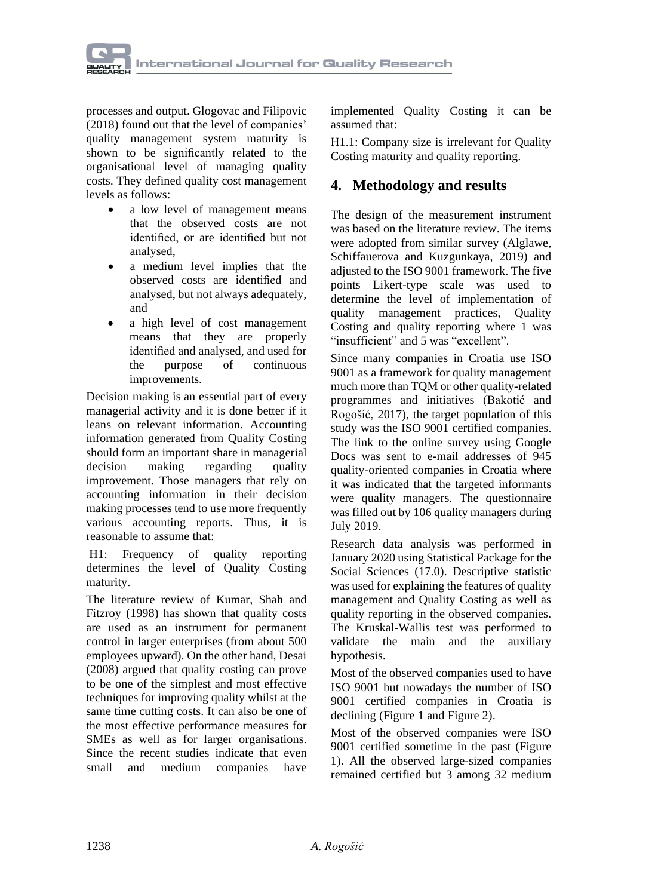processes and output. Glogovac and Filipovic (2018) found out that the level of companies' quality management system maturity is shown to be significantly related to the organisational level of managing quality costs. They defined quality cost management levels as follows:

- a low level of management means that the observed costs are not identified, or are identified but not analysed,
- a medium level implies that the observed costs are identified and analysed, but not always adequately, and
- a high level of cost management means that they are properly identified and analysed, and used for the purpose of continuous improvements.

Decision making is an essential part of every managerial activity and it is done better if it leans on relevant information. Accounting information generated from Quality Costing should form an important share in managerial decision making regarding quality improvement. Those managers that rely on accounting information in their decision making processes tend to use more frequently various accounting reports. Thus, it is reasonable to assume that:

H1: Frequency of quality reporting determines the level of Quality Costing maturity.

The literature review of Kumar, Shah and Fitzroy (1998) has shown that quality costs are used as an instrument for permanent control in larger enterprises (from about 500 employees upward). On the other hand, Desai (2008) argued that quality costing can prove to be one of the simplest and most effective techniques for improving quality whilst at the same time cutting costs. It can also be one of the most effective performance measures for SMEs as well as for larger organisations. Since the recent studies indicate that even small and medium companies have implemented Quality Costing it can be assumed that:

H1.1: Company size is irrelevant for Quality Costing maturity and quality reporting.

## 4. Methodology and results

The design of the measurement instrument was based on the literature review. The items were adopted from similar survey (Alglawe, Schiffauerova and Kuzgunkaya, 2019) and adjusted to the ISO 9001 framework. The five points Likert-type scale was used to determine the level of implementation of quality management practices, Quality Costing and quality reporting where 1 was "insufficient" and 5 was "excellent".

Since many companies in Croatia use ISO 9001 as a framework for quality management much more than TQM or other quality-related programmes and initiatives (Bakotić and Rogošić, 2017), the target population of this study was the ISO 9001 certified companies. The link to the online survey using Google Docs was sent to e-mail addresses of 945 quality-oriented companies in Croatia where it was indicated that the targeted informants were quality managers. The questionnaire was filled out by 106 quality managers during July 2019.

Research data analysis was performed in January 2020 using Statistical Package for the Social Sciences (17.0). Descriptive statistic was used for explaining the features of quality management and Quality Costing as well as quality reporting in the observed companies. The Kruskal-Wallis test was performed to validate the main and the auxiliary hypothesis.

Most of the observed companies used to have ISO 9001 but nowadays the number of ISO 9001 certified companies in Croatia is declining (Figure 1 and Figure 2).

Most of the observed companies were ISO 9001 certified sometime in the past (Figure 1). All the observed large-sized companies remained certified but 3 among 32 medium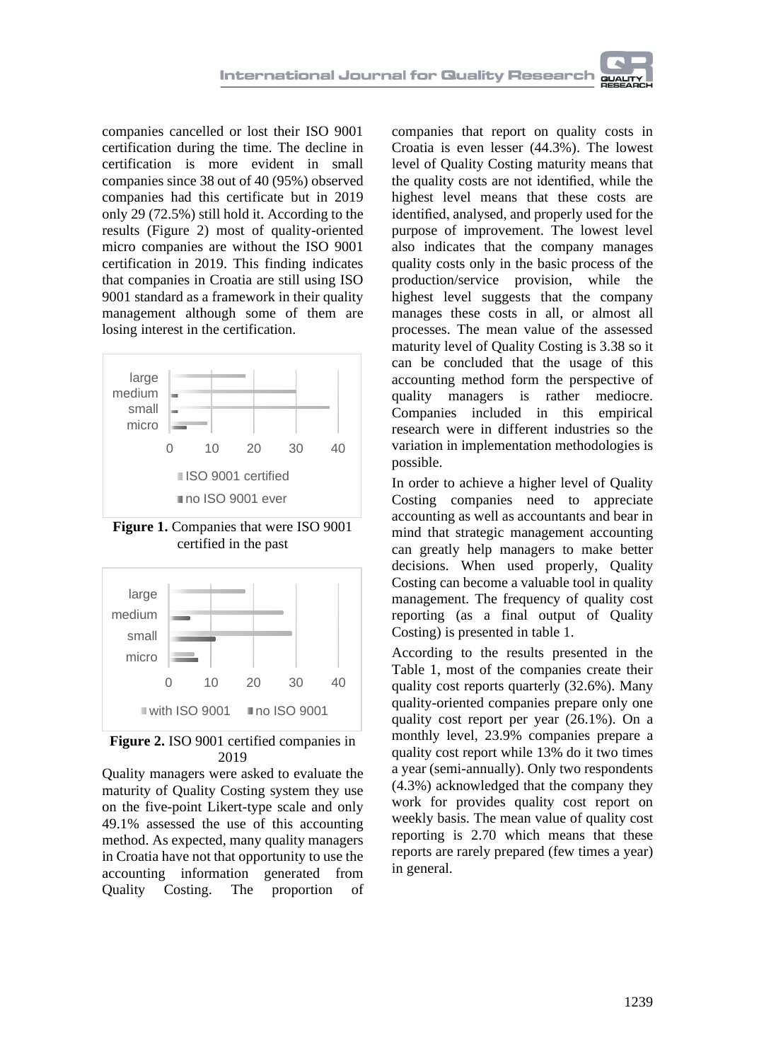companies cancelled or lost their ISO 9001 certification during the time. The decline in certification is more evident in small companies since 38 out of 40 (95%) observed companies had this certificate but in 2019 only 29 (72.5%) still hold it. According to the results (Figure 2) most of quality-oriented micro companies are without the ISO 9001 certification in 2019. This finding indicates that companies in Croatia are still using ISO 9001 standard as a framework in their quality management although some of them are losing interest in the certification.

**Figure 1.** Companies that were ISO 9001 certified in the past

**Figure 2.** ISO 9001 certified companies in 2019

Quality managers were asked to evaluate the maturity of Quality Costing system they use on the five-point Likert-type scale and only 49.1% assessed the use of this accounting method. As expected, many quality managers in Croatia have not that opportunity to use the accounting information generated from Quality Costing. The proportion of companies that report on quality costs in Croatia is even lesser (44.3%). The lowest level of Quality Costing maturity means that the quality costs are not identified, while the highest level means that these costs are identified, analysed, and properly used for the purpose of improvement. The lowest level also indicates that the company manages quality costs only in the basic process of the production/service provision, while the highest level suggests that the company manages these costs in all, or almost all processes. The mean value of the assessed maturity level of Quality Costing is 3.38 so it can be concluded that the usage of this accounting method form the perspective of quality managers is rather mediocre. Companies included in this empirical research were in different industries so the variation in implementation methodologies is possible.

In order to achieve a higher level of Quality Costing companies need to appreciate accounting as well as accountants and bear in mind that strategic management accounting can greatly help managers to make better decisions. When used properly, Quality Costing can become a valuable tool in quality management. The frequency of quality cost reporting (as a final output of Quality Costing) is presented in table 1.

According to the results presented in the Table 1, most of the companies create their quality cost reports quarterly (32.6%). Many quality-oriented companies prepare only one quality cost report per year (26.1%). On a monthly level, 23.9% companies prepare a quality cost report while 13% do it two times a year (semi-annually). Only two respondents (4.3%) acknowledged that the company they work for provides quality cost report on weekly basis. The mean value of quality cost reporting is 2.70 which means that these reports are rarely prepared (few times a year) in general.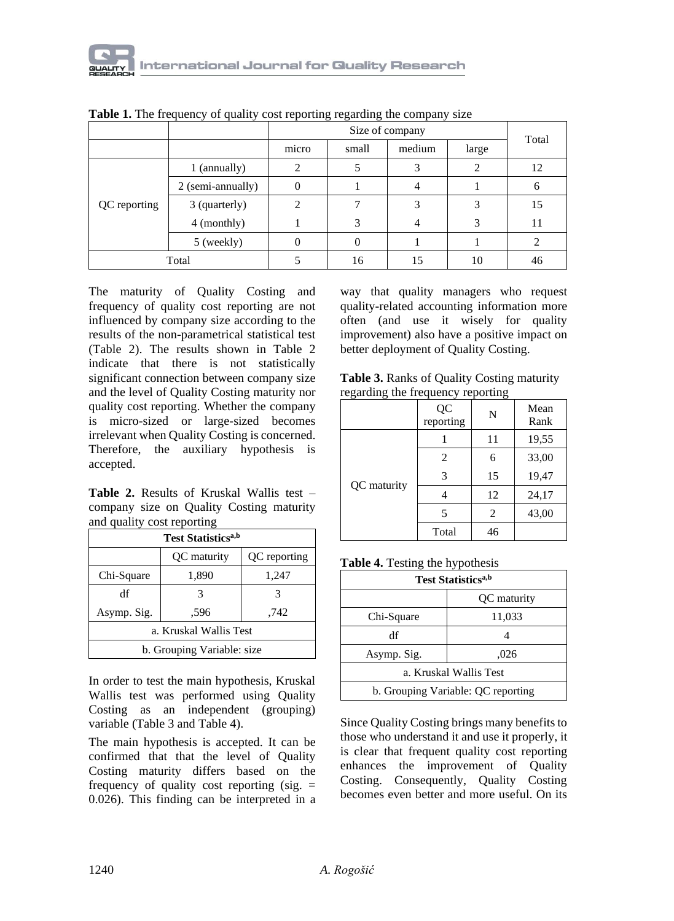**Table 1.** The frequency of quality cost reporting regarding the company size

| | | Size of company | | | | Total |
|---|---|---|---|---|---|---|
| | | micro | small | medium | large | |
| QC reporting | 1 (annually) | 2 | 5 | 3 | 2 | 12 |
| | 2 (semi-annually) | 0 | 1 | 4 | 1 | 6 |
| | 3 (quarterly) | 2 | 7 | 3 | 3 | 15 |
| | 4 (monthly) | 1 | 3 | 4 | 3 | 11 |
| | 5 (weekly) | 0 | 0 | 1 | 1 | 2 |
| Total | | 5 | 16 | 15 | 10 | 46 |

The maturity of Quality Costing and frequency of quality cost reporting are not influenced by company size according to the results of the non-parametrical statistical test (Table 2). The results shown in Table 2 indicate that there is not statistically significant connection between company size and the level of Quality Costing maturity nor quality cost reporting. Whether the company is micro-sized or large-sized becomes irrelevant when Quality Costing is concerned. Therefore, the auxiliary hypothesis is accepted.

**Table 2.** Results of Kruskal Wallis test – company size on Quality Costing maturity and quality cost reporting

| Test Statistics[a,b] | | |
|---|---|---|
| | QC maturity | QC reporting |
| Chi-Square | 1,890 | 1,247 |
| df | 3 | 3 |
| Asymp. Sig. | ,596 | ,742 |
| a. Kruskal Wallis Test | | |
| b. Grouping Variable: size | | |

In order to test the main hypothesis, Kruskal Wallis test was performed using Quality Costing as an independent (grouping) variable (Table 3 and Table 4).

The main hypothesis is accepted. It can be confirmed that that the level of Quality Costing maturity differs based on the frequency of quality cost reporting (sig. = 0.026). This finding can be interpreted in a way that quality managers who request quality-related accounting information more often (and use it wisely for quality improvement) also have a positive impact on better deployment of Quality Costing.

**Table 3.** Ranks of Quality Costing maturity regarding the frequency reporting

| | QC reporting | N | Mean Rank |
|---|---|---|---|
| QC maturity | 1 | 11 | 19,55 |
| | 2 | 6 | 33,00 |
| | 3 | 15 | 19,47 |
| | 4 | 12 | 24,17 |
| | 5 | 2 | 43,00 |
| | Total | 46 | |

**Table 4.** Testing the hypothesis

| Test Statistics[a,b] | |
|---|---|
| | QC maturity |
| Chi-Square | 11,033 |
| df | 4 |
| Asymp. Sig. | ,026 |
| a. Kruskal Wallis Test | |
| b. Grouping Variable: QC reporting | |

Since Quality Costing brings many benefits to those who understand it and use it properly, it is clear that frequent quality cost reporting enhances the improvement of Quality Costing. Consequently, Quality Costing becomes even better and more useful. On its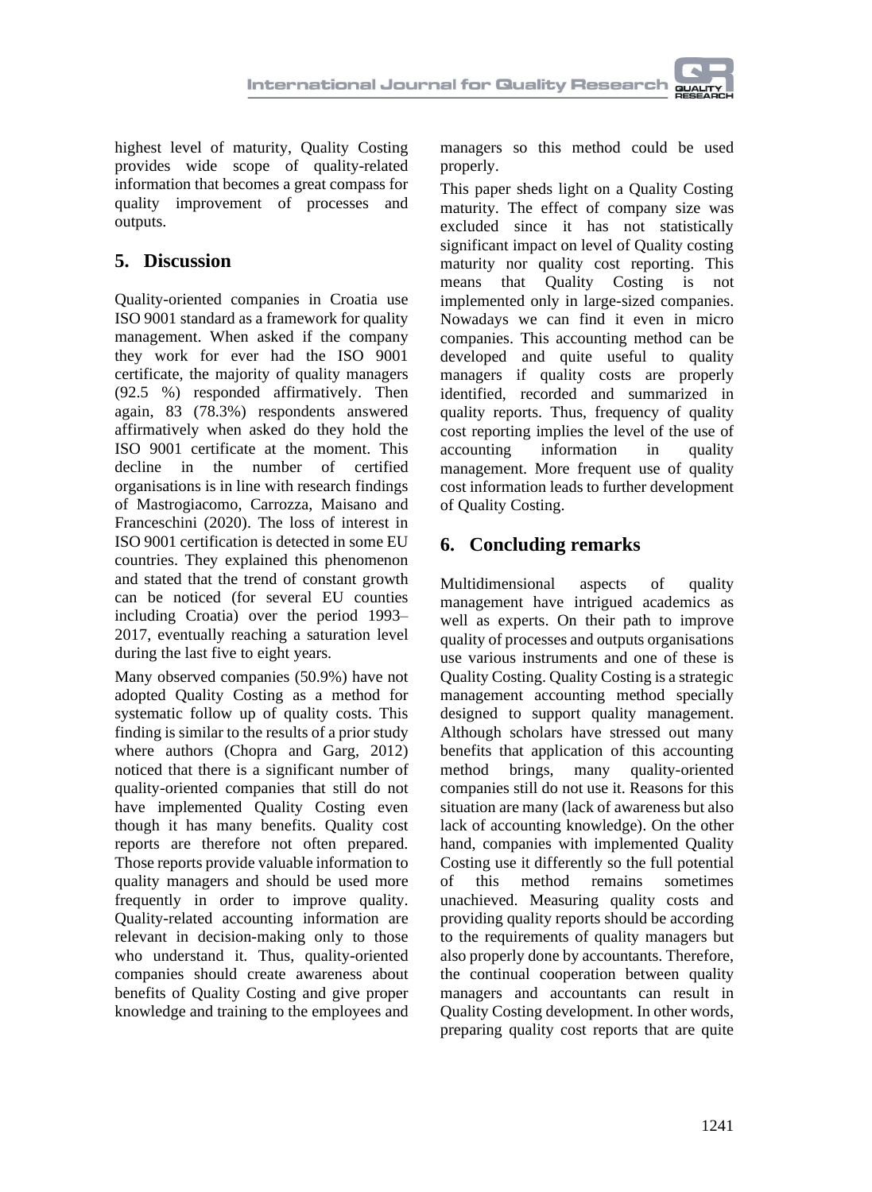highest level of maturity, Quality Costing provides wide scope of quality-related information that becomes a great compass for quality improvement of processes and outputs.

## 5. Discussion

Quality-oriented companies in Croatia use ISO 9001 standard as a framework for quality management. When asked if the company they work for ever had the ISO 9001 certificate, the majority of quality managers (92.5 %) responded affirmatively. Then again, 83 (78.3%) respondents answered affirmatively when asked do they hold the ISO 9001 certificate at the moment. This decline in the number of certified organisations is in line with research findings of Mastrogiacomo, Carrozza, Maisano and Franceschini (2020). The loss of interest in ISO 9001 certification is detected in some EU countries. They explained this phenomenon and stated that the trend of constant growth can be noticed (for several EU counties including Croatia) over the period 1993–2017, eventually reaching a saturation level during the last five to eight years.

Many observed companies (50.9%) have not adopted Quality Costing as a method for systematic follow up of quality costs. This finding is similar to the results of a prior study where authors (Chopra and Garg, 2012) noticed that there is a significant number of quality-oriented companies that still do not have implemented Quality Costing even though it has many benefits. Quality cost reports are therefore not often prepared. Those reports provide valuable information to quality managers and should be used more frequently in order to improve quality. Quality-related accounting information are relevant in decision-making only to those who understand it. Thus, quality-oriented companies should create awareness about benefits of Quality Costing and give proper knowledge and training to the employees and managers so this method could be used properly.

This paper sheds light on a Quality Costing maturity. The effect of company size was excluded since it has not statistically significant impact on level of Quality costing maturity nor quality cost reporting. This means that Quality Costing is not implemented only in large-sized companies. Nowadays we can find it even in micro companies. This accounting method can be developed and quite useful to quality managers if quality costs are properly identified, recorded and summarized in quality reports. Thus, frequency of quality cost reporting implies the level of the use of accounting information in quality management. More frequent use of quality cost information leads to further development of Quality Costing.

## 6. Concluding remarks

Multidimensional aspects of quality management have intrigued academics as well as experts. On their path to improve quality of processes and outputs organisations use various instruments and one of these is Quality Costing. Quality Costing is a strategic management accounting method specially designed to support quality management. Although scholars have stressed out many benefits that application of this accounting method brings, many quality-oriented companies still do not use it. Reasons for this situation are many (lack of awareness but also lack of accounting knowledge). On the other hand, companies with implemented Quality Costing use it differently so the full potential of this method remains sometimes unachieved. Measuring quality costs and providing quality reports should be according to the requirements of quality managers but also properly done by accountants. Therefore, the continual cooperation between quality managers and accountants can result in Quality Costing development. In other words, preparing quality cost reports that are quite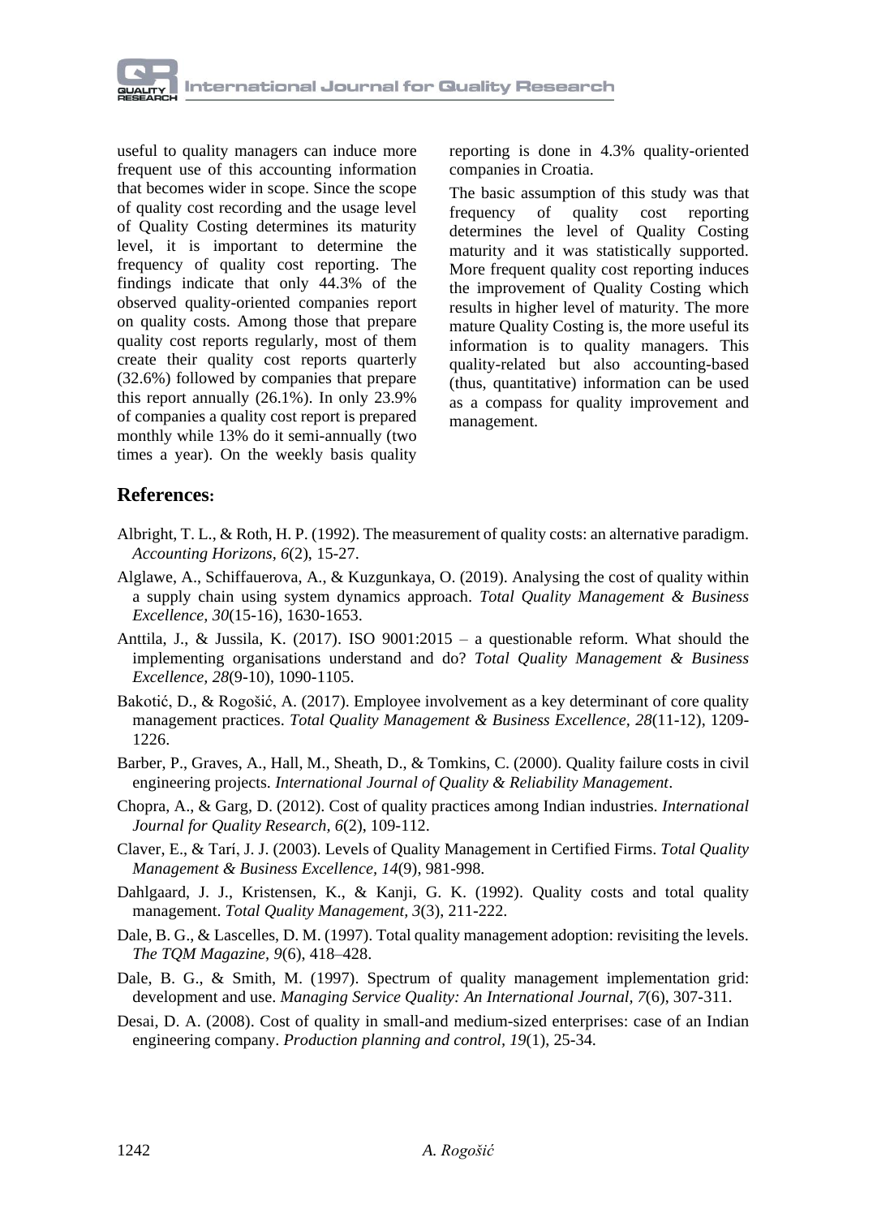useful to quality managers can induce more frequent use of this accounting information that becomes wider in scope. Since the scope of quality cost recording and the usage level of Quality Costing determines its maturity level, it is important to determine the frequency of quality cost reporting. The findings indicate that only 44.3% of the observed quality-oriented companies report on quality costs. Among those that prepare quality cost reports regularly, most of them create their quality cost reports quarterly (32.6%) followed by companies that prepare this report annually (26.1%). In only 23.9% of companies a quality cost report is prepared monthly while 13% do it semi-annually (two times a year). On the weekly basis quality reporting is done in 4.3% quality-oriented companies in Croatia.

The basic assumption of this study was that frequency of quality cost reporting determines the level of Quality Costing maturity and it was statistically supported. More frequent quality cost reporting induces the improvement of Quality Costing which results in higher level of maturity. The more mature Quality Costing is, the more useful its information is to quality managers. This quality-related but also accounting-based (thus, quantitative) information can be used as a compass for quality improvement and management.

## References:

Albright, T. L., & Roth, H. P. (1992). The measurement of quality costs: an alternative paradigm. *Accounting Horizons, 6*(2), 15-27.

Alglawe, A., Schiffauerova, A., & Kuzgunkaya, O. (2019). Analysing the cost of quality within a supply chain using system dynamics approach. *Total Quality Management & Business Excellence, 30*(15-16), 1630-1653.

Anttila, J., & Jussila, K. (2017). ISO 9001:2015 – a questionable reform. What should the implementing organisations understand and do? *Total Quality Management & Business Excellence, 28*(9-10), 1090-1105.

Bakotić, D., & Rogošić, A. (2017). Employee involvement as a key determinant of core quality management practices. *Total Quality Management & Business Excellence, 28*(11-12), 1209-1226.

Barber, P., Graves, A., Hall, M., Sheath, D., & Tomkins, C. (2000). Quality failure costs in civil engineering projects. *International Journal of Quality & Reliability Management*.

Chopra, A., & Garg, D. (2012). Cost of quality practices among Indian industries. *International Journal for Quality Research, 6*(2), 109-112.

Claver, E., & Tarí, J. J. (2003). Levels of Quality Management in Certified Firms. *Total Quality Management & Business Excellence, 14*(9), 981-998.

Dahlgaard, J. J., Kristensen, K., & Kanji, G. K. (1992). Quality costs and total quality management. *Total Quality Management, 3*(3), 211-222.

Dale, B. G., & Lascelles, D. M. (1997). Total quality management adoption: revisiting the levels. *The TQM Magazine, 9*(6), 418–428.

Dale, B. G., & Smith, M. (1997). Spectrum of quality management implementation grid: development and use. *Managing Service Quality: An International Journal, 7*(6), 307-311.

Desai, D. A. (2008). Cost of quality in small-and medium-sized enterprises: case of an Indian engineering company. *Production planning and control, 19*(1), 25-34.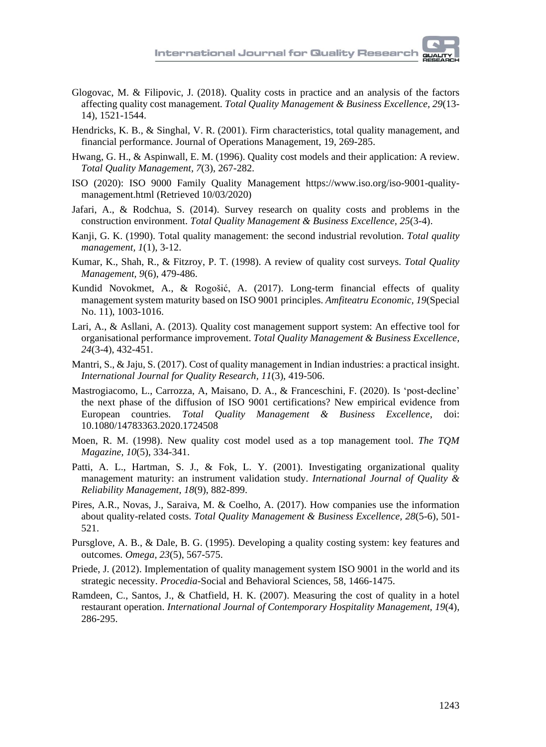Glogovac, M. & Filipovic, J. (2018). Quality costs in practice and an analysis of the factors affecting quality cost management. *Total Quality Management & Business Excellence, 29*(13-14), 1521-1544.

Hendricks, K. B., & Singhal, V. R. (2001). Firm characteristics, total quality management, and financial performance. Journal of Operations Management, 19, 269-285.

Hwang, G. H., & Aspinwall, E. M. (1996). Quality cost models and their application: A review. *Total Quality Management, 7*(3), 267-282.

ISO (2020): ISO 9000 Family Quality Management https://www.iso.org/iso-9001-quality-management.html (Retrieved 10/03/2020)

Jafari, A., & Rodchua, S. (2014). Survey research on quality costs and problems in the construction environment. *Total Quality Management & Business Excellence, 25*(3-4).

Kanji, G. K. (1990). Total quality management: the second industrial revolution. *Total quality management, 1*(1), 3-12.

Kumar, K., Shah, R., & Fitzroy, P. T. (1998). A review of quality cost surveys. *Total Quality Management, 9*(6), 479-486.

Kundid Novokmet, A., & Rogošić, A. (2017). Long-term financial effects of quality management system maturity based on ISO 9001 principles. *Amfiteatru Economic, 19*(Special No. 11), 1003-1016.

Lari, A., & Asllani, A. (2013). Quality cost management support system: An effective tool for organisational performance improvement. *Total Quality Management & Business Excellence, 24*(3-4), 432-451.

Mantri, S., & Jaju, S. (2017). Cost of quality management in Indian industries: a practical insight. *International Journal for Quality Research, 11*(3), 419-506.

Mastrogiacomo, L., Carrozza, A, Maisano, D. A., & Franceschini, F. (2020). Is 'post-decline' the next phase of the diffusion of ISO 9001 certifications? New empirical evidence from European countries. *Total Quality Management & Business Excellence*, doi: 10.1080/14783363.2020.1724508

Moen, R. M. (1998). New quality cost model used as a top management tool. *The TQM Magazine, 10*(5), 334-341.

Patti, A. L., Hartman, S. J., & Fok, L. Y. (2001). Investigating organizational quality management maturity: an instrument validation study. *International Journal of Quality & Reliability Management, 18*(9), 882-899.

Pires, A.R., Novas, J., Saraiva, M. & Coelho, A. (2017). How companies use the information about quality-related costs. *Total Quality Management & Business Excellence, 28*(5-6), 501-521.

Pursglove, A. B., & Dale, B. G. (1995). Developing a quality costing system: key features and outcomes. *Omega, 23*(5), 567-575.

Priede, J. (2012). Implementation of quality management system ISO 9001 in the world and its strategic necessity. *Procedia*-Social and Behavioral Sciences, 58, 1466-1475.

Ramdeen, C., Santos, J., & Chatfield, H. K. (2007). Measuring the cost of quality in a hotel restaurant operation. *International Journal of Contemporary Hospitality Management, 19*(4), 286-295.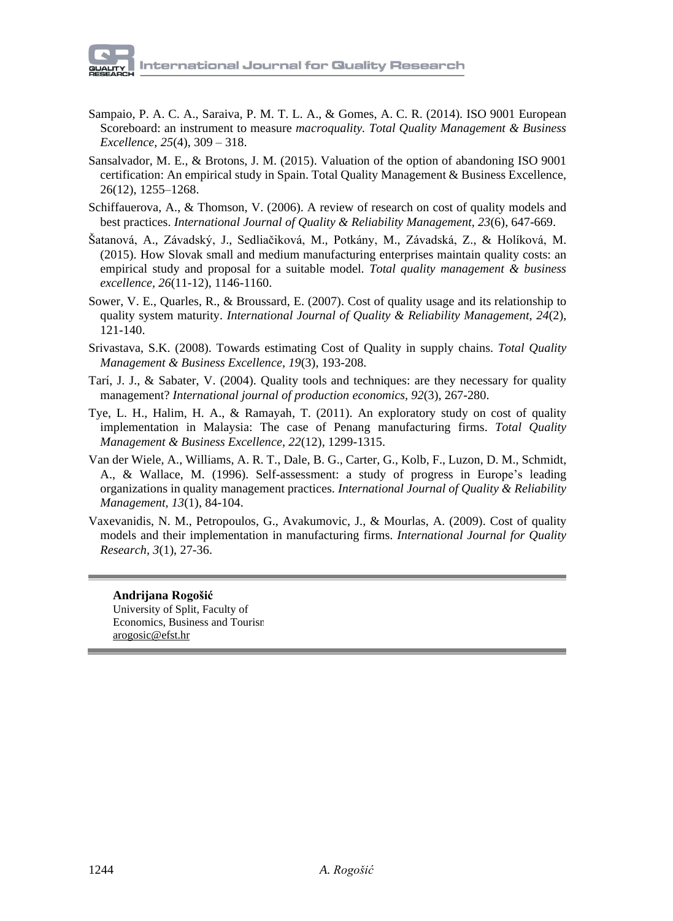Sampaio, P. A. C. A., Saraiva, P. M. T. L. A., & Gomes, A. C. R. (2014). ISO 9001 European Scoreboard: an instrument to measure *macroquality. Total Quality Management & Business Excellence, 25*(4), 309 – 318.

Sansalvador, M. E., & Brotons, J. M. (2015). Valuation of the option of abandoning ISO 9001 certification: An empirical study in Spain. Total Quality Management & Business Excellence, 26(12), 1255–1268.

Schiffauerova, A., & Thomson, V. (2006). A review of research on cost of quality models and best practices. *International Journal of Quality & Reliability Management, 23*(6), 647-669.

Šatanová, A., Závadský, J., Sedliačiková, M., Potkány, M., Závadská, Z., & Holíková, M. (2015). How Slovak small and medium manufacturing enterprises maintain quality costs: an empirical study and proposal for a suitable model. *Total quality management & business excellence, 26*(11-12), 1146-1160.

Sower, V. E., Quarles, R., & Broussard, E. (2007). Cost of quality usage and its relationship to quality system maturity. *International Journal of Quality & Reliability Management, 24*(2), 121-140.

Srivastava, S.K. (2008). Towards estimating Cost of Quality in supply chains. *Total Quality Management & Business Excellence, 19*(3), 193-208.

Tarí, J. J., & Sabater, V. (2004). Quality tools and techniques: are they necessary for quality management? *International journal of production economics, 92*(3), 267-280.

Tye, L. H., Halim, H. A., & Ramayah, T. (2011). An exploratory study on cost of quality implementation in Malaysia: The case of Penang manufacturing firms. *Total Quality Management & Business Excellence, 22*(12), 1299-1315.

Van der Wiele, A., Williams, A. R. T., Dale, B. G., Carter, G., Kolb, F., Luzon, D. M., Schmidt, A., & Wallace, M. (1996). Self-assessment: a study of progress in Europe's leading organizations in quality management practices. *International Journal of Quality & Reliability Management, 13*(1), 84-104.

Vaxevanidis, N. M., Petropoulos, G., Avakumovic, J., & Mourlas, A. (2009). Cost of quality models and their implementation in manufacturing firms. *International Journal for Quality Research, 3*(1), 27-36.

**Andrijana Rogošić**
University of Split, Faculty of Economics, Business and Tourism
arogosic@efst.hr